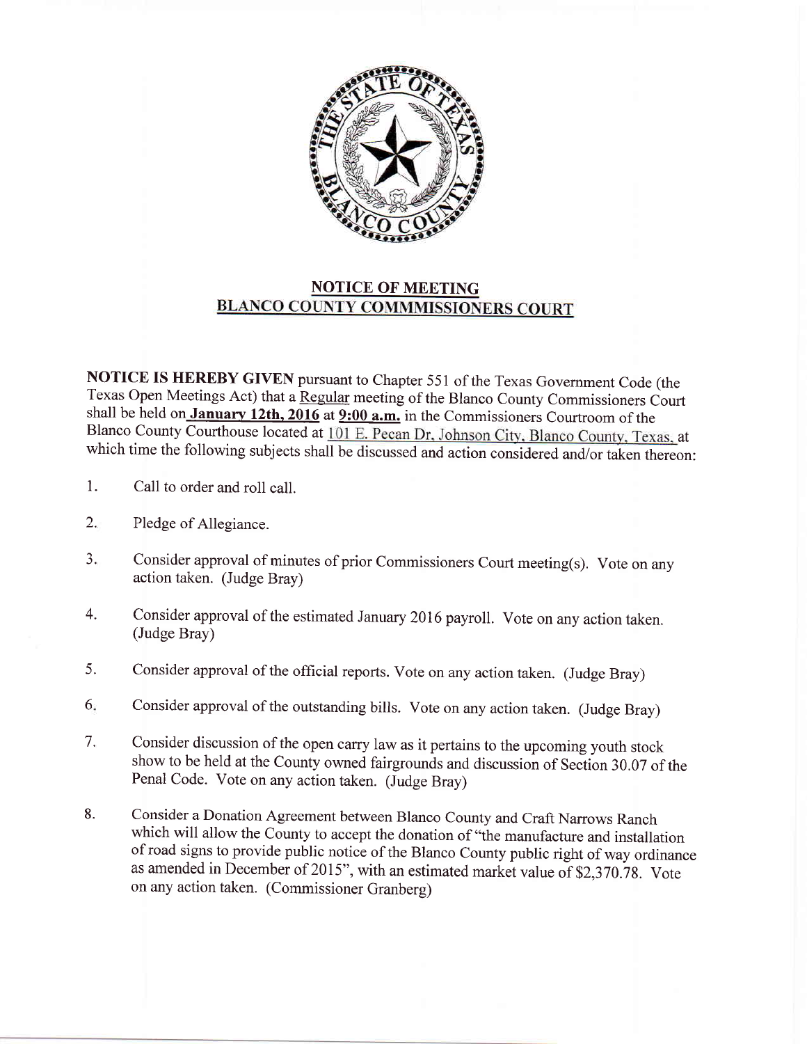## NOTICE OF MEETING
## BLANCO COUNTY COMMMISSIONERS COURT

**NOTICE IS HEREBY GIVEN** pursuant to Chapter 551 of the Texas Government Code (the Texas Open Meetings Act) that a Regular meeting of the Blanco County Commissioners Court shall be held on **January 12th, 2016** at **9:00 a.m.** in the Commissioners Courtroom of the Blanco County Courthouse located at 101 E. Pecan Dr, Johnson City, Blanco County, Texas, at which time the following subjects shall be discussed and action considered and/or taken thereon:

1. Call to order and roll call.

2. Pledge of Allegiance.

3. Consider approval of minutes of prior Commissioners Court meeting(s). Vote on any action taken. (Judge Bray)

4. Consider approval of the estimated January 2016 payroll. Vote on any action taken. (Judge Bray)

5. Consider approval of the official reports. Vote on any action taken. (Judge Bray)

6. Consider approval of the outstanding bills. Vote on any action taken. (Judge Bray)

7. Consider discussion of the open carry law as it pertains to the upcoming youth stock show to be held at the County owned fairgrounds and discussion of Section 30.07 of the Penal Code. Vote on any action taken. (Judge Bray)

8. Consider a Donation Agreement between Blanco County and Craft Narrows Ranch which will allow the County to accept the donation of "the manufacture and installation of road signs to provide public notice of the Blanco County public right of way ordinance as amended in December of 2015", with an estimated market value of $2,370.78. Vote on any action taken. (Commissioner Granberg)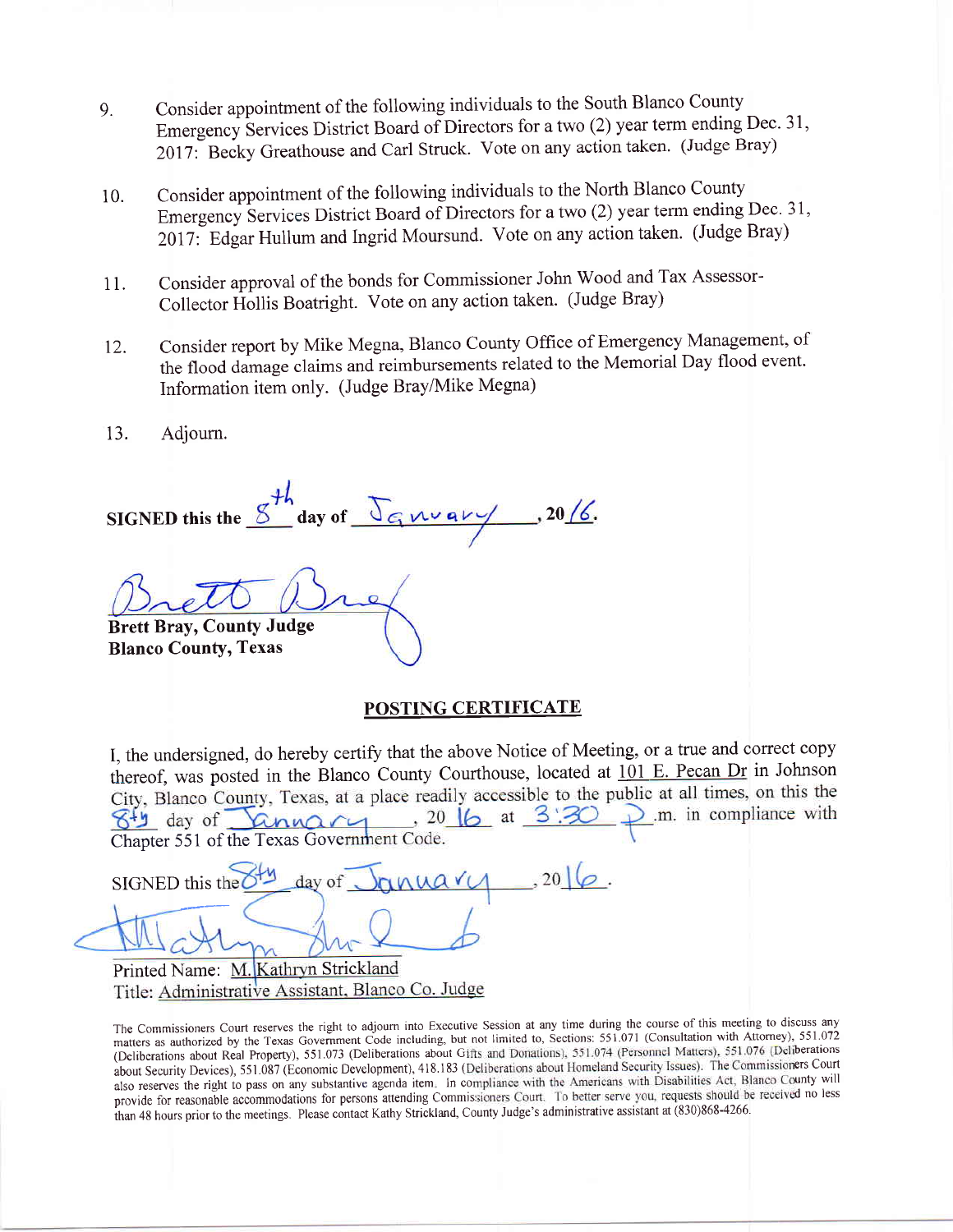9. Consider appointment of the following individuals to the South Blanco County Emergency Services District Board of Directors for a two (2) year term ending Dec. 31, 2017: Becky Greathouse and Carl Struck. Vote on any action taken. (Judge Bray)

10. Consider appointment of the following individuals to the North Blanco County Emergency Services District Board of Directors for a two (2) year term ending Dec. 31, 2017: Edgar Hullum and Ingrid Moursund. Vote on any action taken. (Judge Bray)

11. Consider approval of the bonds for Commissioner John Wood and Tax Assessor-Collector Hollis Boatright. Vote on any action taken. (Judge Bray)

12. Consider report by Mike Megna, Blanco County Office of Emergency Management, of the flood damage claims and reimbursements related to the Memorial Day flood event. Information item only. (Judge Bray/Mike Megna)

13. Adjourn.

**SIGNED this the 8th day of January, 2016.**

**Brett Bray, County Judge**
**Blanco County, Texas**

## POSTING CERTIFICATE

I, the undersigned, do hereby certify that the above Notice of Meeting, or a true and correct copy thereof, was posted in the Blanco County Courthouse, located at 101 E. Pecan Dr in Johnson City, Blanco County, Texas, at a place readily accessible to the public at all times, on this the 8th day of January, 2016 at 3:30 p.m. in compliance with Chapter 551 of the Texas Government Code.

SIGNED this the 8th day of January, 2016.

Printed Name: M. Kathryn Strickland
Title: Administrative Assistant, Blanco Co. Judge

The Commissioners Court reserves the right to adjourn into Executive Session at any time during the course of this meeting to discuss any matters as authorized by the Texas Government Code including, but not limited to, Sections: 551.071 (Consultation with Attorney), 551.072 (Deliberations about Real Property), 551.073 (Deliberations about Gifts and Donations), 551.074 (Personnel Matters), 551.076 (Deliberations about Security Devices), 551.087 (Economic Development), 418.183 (Deliberations about Homeland Security Issues). The Commissioners Court also reserves the right to pass on any substantive agenda item. In compliance with the Americans with Disabilities Act, Blanco County will provide for reasonable accommodations for persons attending Commissioners Court. To better serve you, requests should be received no less than 48 hours prior to the meetings. Please contact Kathy Strickland, County Judge's administrative assistant at (830)868-4266.